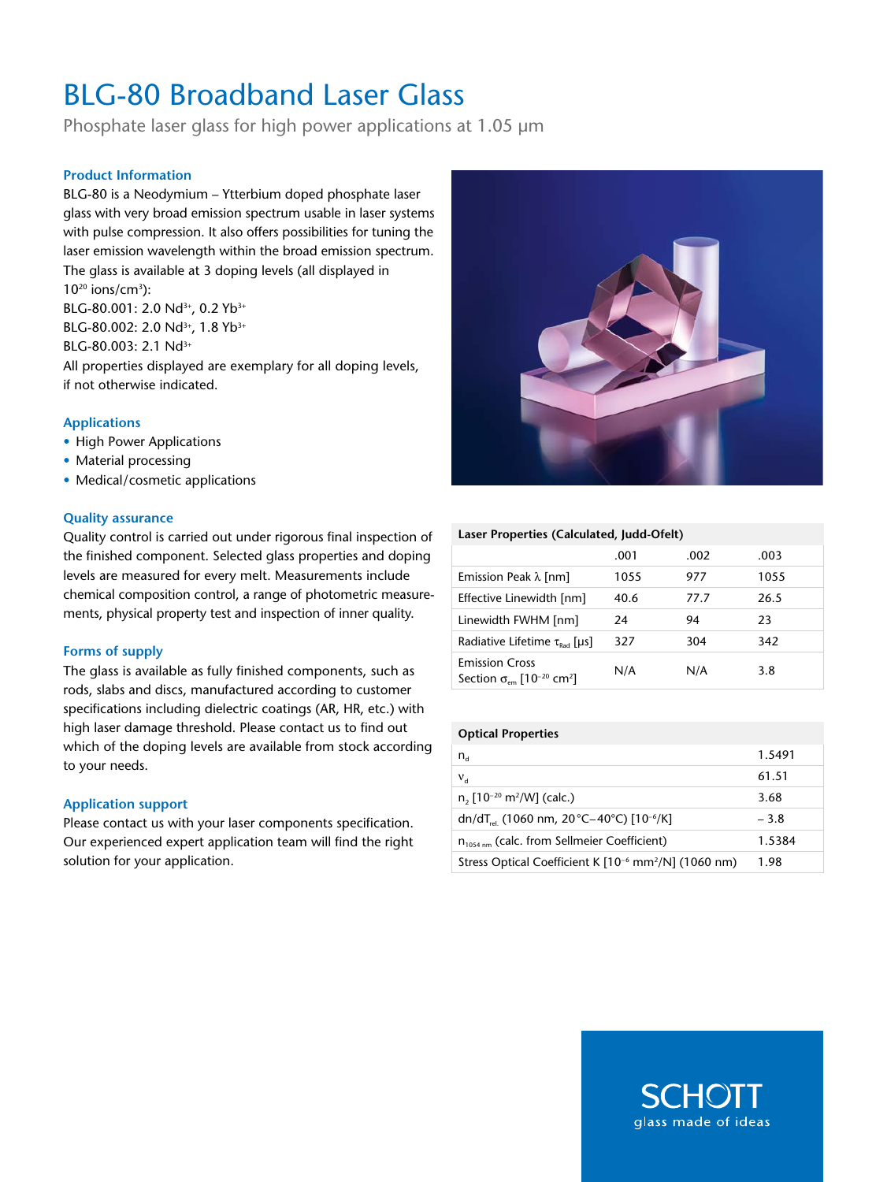# BLG-80 Broadband Laser Glass

Phosphate laser glass for high power applications at 1.05 μm

### Product Information

BLG-80 is a Neodymium – Ytterbium doped phosphate laser glass with very broad emission spectrum usable in laser systems with pulse compression. It also offers possibilities for tuning the laser emission wavelength within the broad emission spectrum. The glass is available at 3 doping levels (all displayed in $10^{20}$ ions/cm$^3$):

BLG-80.001: 2.0 $Nd^{3+}$, 0.2 $Yb^{3+}$
BLG-80.002: 2.0 $Nd^{3+}$, 1.8 $Yb^{3+}$
BLG-80.003: 2.1 $Nd^{3+}$

All properties displayed are exemplary for all doping levels, if not otherwise indicated.

### Applications

- High Power Applications
- Material processing
- Medical/cosmetic applications

### Quality assurance

Quality control is carried out under rigorous final inspection of the finished component. Selected glass properties and doping levels are measured for every melt. Measurements include chemical composition control, a range of photometric measurements, physical property test and inspection of inner quality.

### Forms of supply

The glass is available as fully finished components, such as rods, slabs and discs, manufactured according to customer specifications including dielectric coatings (AR, HR, etc.) with high laser damage threshold. Please contact us to find out which of the doping levels are available from stock according to your needs.

### Application support

Please contact us with your laser components specification. Our experienced expert application team will find the right solution for your application.

**Laser Properties (Calculated, Judd-Ofelt)**

| | .001 | .002 | .003 |
|---|---|---|---|
| Emission Peak λ [nm] | 1055 | 977 | 1055 |
| Effective Linewidth [nm] | 40.6 | 77.7 | 26.5 |
| Linewidth FWHM [nm] | 24 | 94 | 23 |
| Radiative Lifetime $\tau_{Rad}$ [μs] | 327 | 304 | 342 |
| Emission Cross Section $\sigma_{em}$ [$10^{-20}$ cm$^2$] | N/A | N/A | 3.8 |

**Optical Properties**

| Property | Value |
|---|---|
| $n_d$ | 1.5491 |
| $\nu_d$ | 61.51 |
| $n_2$ [$10^{-20}$ m$^2$/W] (calc.) | 3.68 |
| $dn/dT_{rel.}$ (1060 nm, 20°C–40°C) [$10^{-6}$/K] | – 3.8 |
| $n_{1054\ nm}$ (calc. from Sellmeier Coefficient) | 1.5384 |
| Stress Optical Coefficient K [$10^{-6}$ mm$^2$/N] (1060 nm) | 1.98 |

SCHOTT
glass made of ideas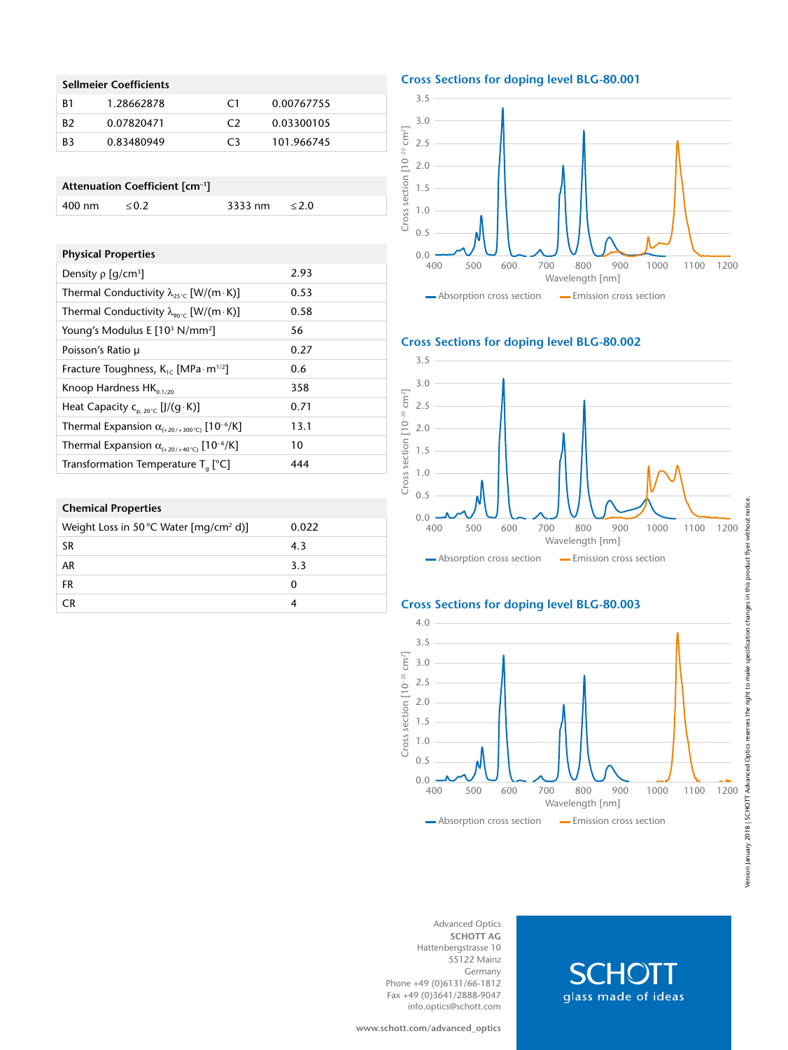| Sellmeier Coefficients | | | |
|---|---|---|---|
| B1 | 1.28662878 | C1 | 0.00767755 |
| B2 | 0.07820471 | C2 | 0.03300105 |
| B3 | 0.83480949 | C3 | 101.966745 |

| Attenuation Coefficient [$cm^{-1}$] | | | |
|---|---|---|---|
| 400 nm | ≤0.2 | 3333 nm | ≤2.0 |

| Physical Properties | |
|---|---|
| Density ρ [g/cm³] | 2.93 |
| Thermal Conductivity $\lambda_{25°C}$ [W/(m·K)] | 0.53 |
| Thermal Conductivity $\lambda_{90°C}$ [W/(m·K)] | 0.58 |
| Young's Modulus E [$10^3$ N/mm²] | 56 |
| Poisson's Ratio μ | 0.27 |
| Fracture Toughness, $K_{1C}$ [MPa·$m^{1/2}$] | 0.6 |
| Knoop Hardness $HK_{0.1/20}$ | 358 |
| Heat Capacity $c_{p,\ 20°C}$ [J/(g·K)] | 0.71 |
| Thermal Expansion $\alpha_{(+20/+300°C)}$ [$10^{-6}$/K] | 13.1 |
| Thermal Expansion $\alpha_{(+20/+40°C)}$ [$10^{-6}$/K] | 10 |
| Transformation Temperature $T_g$ [°C] | 444 |

| Chemical Properties | |
|---|---|
| Weight Loss in 50 °C Water [mg/cm² d)] | 0.022 |
| SR | 4.3 |
| AR | 3.3 |
| FR | 0 |
| CR | 4 |

## Cross Sections for doping level BLG-80.001

Cross section [$10^{-20}$ cm²]
3.5
3.0
2.5
2.0
1.5
1.0
0.5
0.0
400 500 600 700 800 900 1000 1100 1200
Wavelength [nm]
Absorption cross section
Emission cross section

## Cross Sections for doping level BLG-80.002

Cross section [$10^{-20}$ cm²]
3.5
3.0
2.5
2.0
1.5
1.0
0.5
0.0
400 500 600 700 800 900 1000 1100 1200
Wavelength [nm]
Absorption cross section
Emission cross section

## Cross Sections for doping level BLG-80.003

Cross section [$10^{-20}$ cm²]
4.0
3.5
3.0
2.5
2.0
1.5
1.0
0.5
0.0
400 500 600 700 800 900 1000 1100 1200
Wavelength [nm]
Absorption cross section
Emission cross section

Version January 2018 | SCHOTT Advanced Optics reserves the right to make specification changes in this product flyer without notice.

Advanced Optics
**SCHOTT AG**
Hattenbergstrasse 10
55122 Mainz
Germany
Phone +49 (0)6131/66-1812
Fax +49 (0)3641/2888-9047
info.optics@schott.com

www.schott.com/advanced_optics

SCHOTT
glass made of ideas